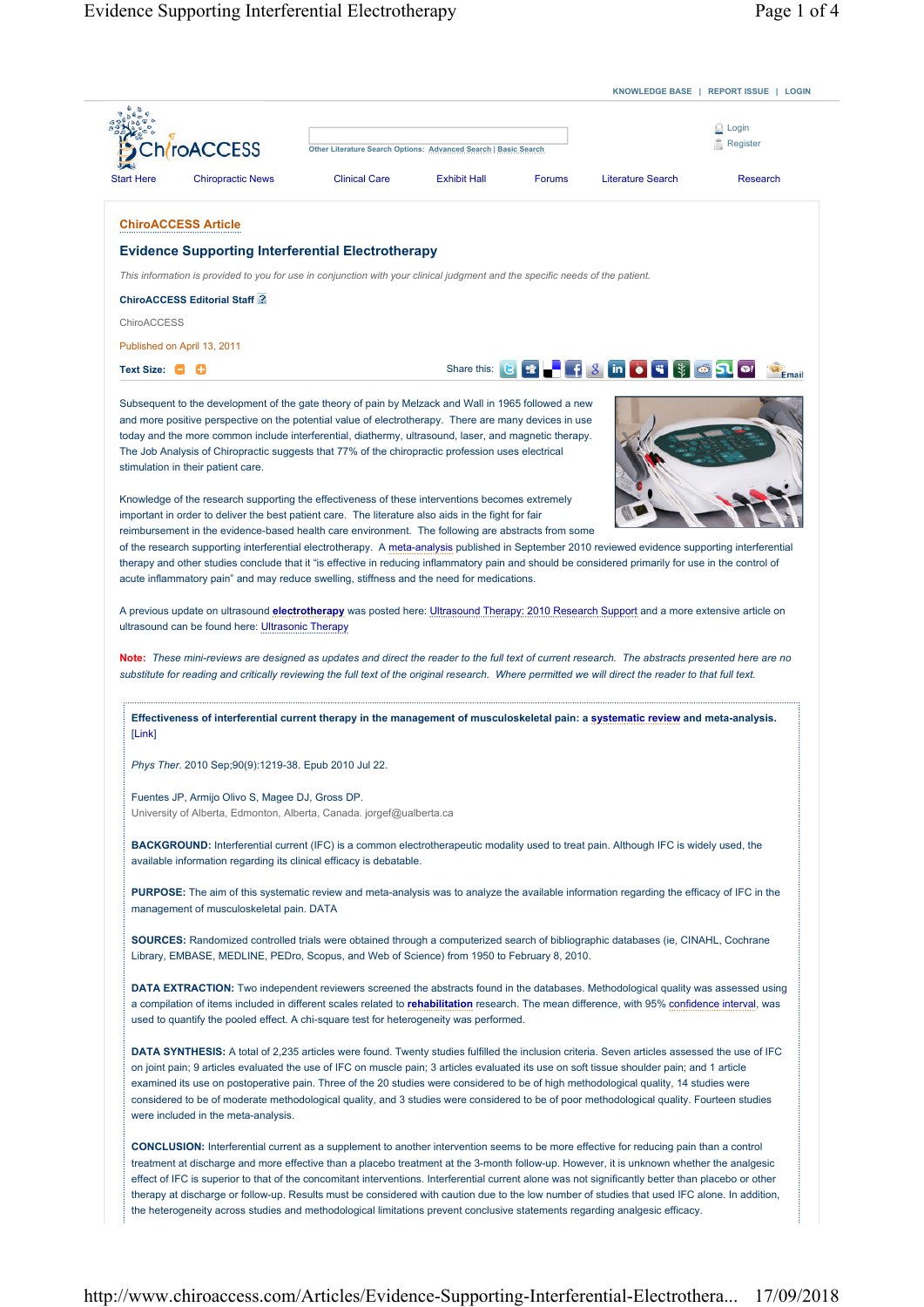KNOWLEDGE BASE | REPORT ISSUE | LOGIN

ChiroACCESS

Other Literature Search Options: Advanced Search | Basic Search

Login
Register

Start Here | Chiropractic News | Clinical Care | Exhibit Hall | Forums | Literature Search | Research

## ChiroACCESS Article

# Evidence Supporting Interferential Electrotherapy

*This information is provided to you for use in conjunction with your clinical judgment and the specific needs of the patient.*

**ChiroACCESS Editorial Staff**

ChiroACCESS

Published on April 13, 2011

**Text Size:**

Share this:

Subsequent to the development of the gate theory of pain by Melzack and Wall in 1965 followed a new and more positive perspective on the potential value of electrotherapy. There are many devices in use today and the more common include interferential, diathermy, ultrasound, laser, and magnetic therapy. The Job Analysis of Chiropractic suggests that 77% of the chiropractic profession uses electrical stimulation in their patient care.

Knowledge of the research supporting the effectiveness of these interventions becomes extremely important in order to deliver the best patient care. The literature also aids in the fight for fair reimbursement in the evidence-based health care environment. The following are abstracts from some of the research supporting interferential electrotherapy. A meta-analysis published in September 2010 reviewed evidence supporting interferential therapy and other studies conclude that it "is effective in reducing inflammatory pain and should be considered primarily for use in the control of acute inflammatory pain" and may reduce swelling, stiffness and the need for medications.

A previous update on ultrasound **electrotherapy** was posted here: Ultrasound Therapy: 2010 Research Support and a more extensive article on ultrasound can be found here: Ultrasonic Therapy

**Note:** *These mini-reviews are designed as updates and direct the reader to the full text of current research. The abstracts presented here are no substitute for reading and critically reviewing the full text of the original research. Where permitted we will direct the reader to that full text.*

**Effectiveness of interferential current therapy in the management of musculoskeletal pain: a systematic review and meta-analysis.** [Link]

*Phys Ther.* 2010 Sep;90(9):1219-38. Epub 2010 Jul 22.

Fuentes JP, Armijo Olivo S, Magee DJ, Gross DP.
University of Alberta, Edmonton, Alberta, Canada. jorgef@ualberta.ca

**BACKGROUND:** Interferential current (IFC) is a common electrotherapeutic modality used to treat pain. Although IFC is widely used, the available information regarding its clinical efficacy is debatable.

**PURPOSE:** The aim of this systematic review and meta-analysis was to analyze the available information regarding the efficacy of IFC in the management of musculoskeletal pain. DATA

**SOURCES:** Randomized controlled trials were obtained through a computerized search of bibliographic databases (ie, CINAHL, Cochrane Library, EMBASE, MEDLINE, PEDro, Scopus, and Web of Science) from 1950 to February 8, 2010.

**DATA EXTRACTION:** Two independent reviewers screened the abstracts found in the databases. Methodological quality was assessed using a compilation of items included in different scales related to **rehabilitation** research. The mean difference, with 95% confidence interval, was used to quantify the pooled effect. A chi-square test for heterogeneity was performed.

**DATA SYNTHESIS:** A total of 2,235 articles were found. Twenty studies fulfilled the inclusion criteria. Seven articles assessed the use of IFC on joint pain; 9 articles evaluated the use of IFC on muscle pain; 3 articles evaluated its use on soft tissue shoulder pain; and 1 article examined its use on postoperative pain. Three of the 20 studies were considered to be of high methodological quality, 14 studies were considered to be of moderate methodological quality, and 3 studies were considered to be of poor methodological quality. Fourteen studies were included in the meta-analysis.

**CONCLUSION:** Interferential current as a supplement to another intervention seems to be more effective for reducing pain than a control treatment at discharge and more effective than a placebo treatment at the 3-month follow-up. However, it is unknown whether the analgesic effect of IFC is superior to that of the concomitant interventions. Interferential current alone was not significantly better than placebo or other therapy at discharge or follow-up. Results must be considered with caution due to the low number of studies that used IFC alone. In addition, the heterogeneity across studies and methodological limitations prevent conclusive statements regarding analgesic efficacy.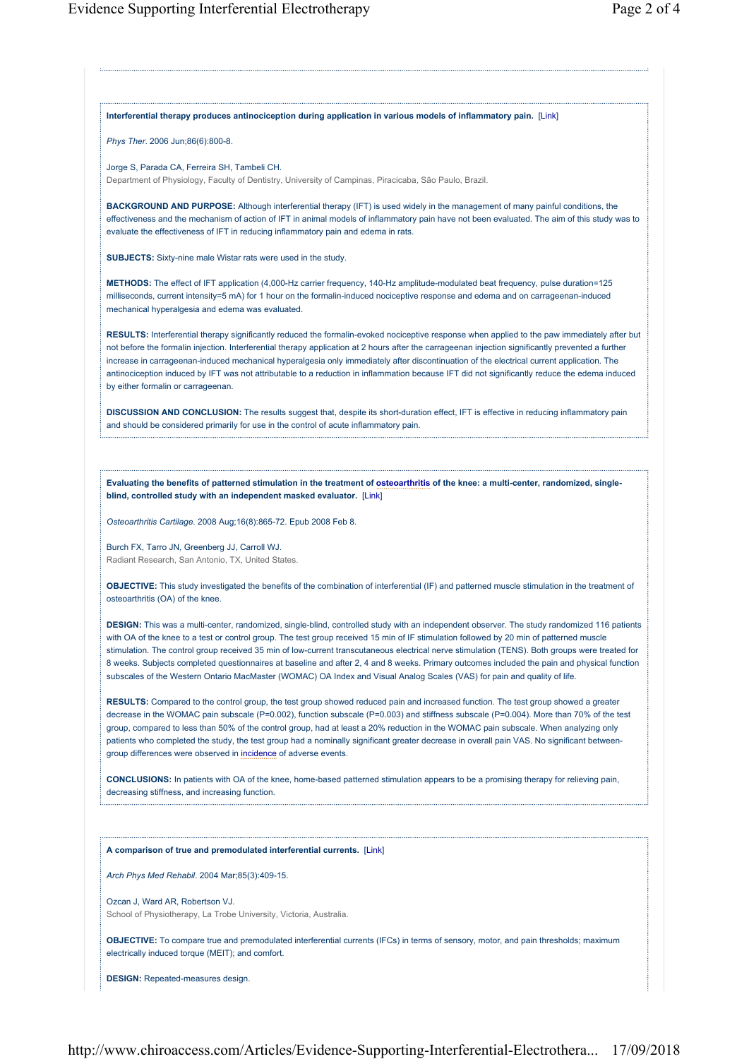**Interferential therapy produces antinociception during application in various models of inflammatory pain.** [Link]

*Phys Ther*. 2006 Jun;86(6):800-8.

Jorge S, Parada CA, Ferreira SH, Tambeli CH.
Department of Physiology, Faculty of Dentistry, University of Campinas, Piracicaba, São Paulo, Brazil.

**BACKGROUND AND PURPOSE:** Although interferential therapy (IFT) is used widely in the management of many painful conditions, the effectiveness and the mechanism of action of IFT in animal models of inflammatory pain have not been evaluated. The aim of this study was to evaluate the effectiveness of IFT in reducing inflammatory pain and edema in rats.

**SUBJECTS:** Sixty-nine male Wistar rats were used in the study.

**METHODS:** The effect of IFT application (4,000-Hz carrier frequency, 140-Hz amplitude-modulated beat frequency, pulse duration=125 milliseconds, current intensity=5 mA) for 1 hour on the formalin-induced nociceptive response and edema and on carrageenan-induced mechanical hyperalgesia and edema was evaluated.

**RESULTS:** Interferential therapy significantly reduced the formalin-evoked nociceptive response when applied to the paw immediately after but not before the formalin injection. Interferential therapy application at 2 hours after the carrageenan injection significantly prevented a further increase in carrageenan-induced mechanical hyperalgesia only immediately after discontinuation of the electrical current application. The antinociception induced by IFT was not attributable to a reduction in inflammation because IFT did not significantly reduce the edema induced by either formalin or carrageenan.

**DISCUSSION AND CONCLUSION:** The results suggest that, despite its short-duration effect, IFT is effective in reducing inflammatory pain and should be considered primarily for use in the control of acute inflammatory pain.

---

**Evaluating the benefits of patterned stimulation in the treatment of osteoarthritis of the knee: a multi-center, randomized, single-blind, controlled study with an independent masked evaluator.** [Link]

*Osteoarthritis Cartilage*. 2008 Aug;16(8):865-72. Epub 2008 Feb 8.

Burch FX, Tarro JN, Greenberg JJ, Carroll WJ.
Radiant Research, San Antonio, TX, United States.

**OBJECTIVE:** This study investigated the benefits of the combination of interferential (IF) and patterned muscle stimulation in the treatment of osteoarthritis (OA) of the knee.

**DESIGN:** This was a multi-center, randomized, single-blind, controlled study with an independent observer. The study randomized 116 patients with OA of the knee to a test or control group. The test group received 15 min of IF stimulation followed by 20 min of patterned muscle stimulation. The control group received 35 min of low-current transcutaneous electrical nerve stimulation (TENS). Both groups were treated for 8 weeks. Subjects completed questionnaires at baseline and after 2, 4 and 8 weeks. Primary outcomes included the pain and physical function subscales of the Western Ontario MacMaster (WOMAC) OA Index and Visual Analog Scales (VAS) for pain and quality of life.

**RESULTS:** Compared to the control group, the test group showed reduced pain and increased function. The test group showed a greater decrease in the WOMAC pain subscale ($P=0.002$), function subscale ($P=0.003$) and stiffness subscale ($P=0.004$). More than 70% of the test group, compared to less than 50% of the control group, had at least a 20% reduction in the WOMAC pain subscale. When analyzing only patients who completed the study, the test group had a nominally significant greater decrease in overall pain VAS. No significant between-group differences were observed in incidence of adverse events.

**CONCLUSIONS:** In patients with OA of the knee, home-based patterned stimulation appears to be a promising therapy for relieving pain, decreasing stiffness, and increasing function.

---

**A comparison of true and premodulated interferential currents.** [Link]

*Arch Phys Med Rehabil*. 2004 Mar;85(3):409-15.

Ozcan J, Ward AR, Robertson VJ.
School of Physiotherapy, La Trobe University, Victoria, Australia.

**OBJECTIVE:** To compare true and premodulated interferential currents (IFCs) in terms of sensory, motor, and pain thresholds; maximum electrically induced torque (MEIT); and comfort.

**DESIGN:** Repeated-measures design.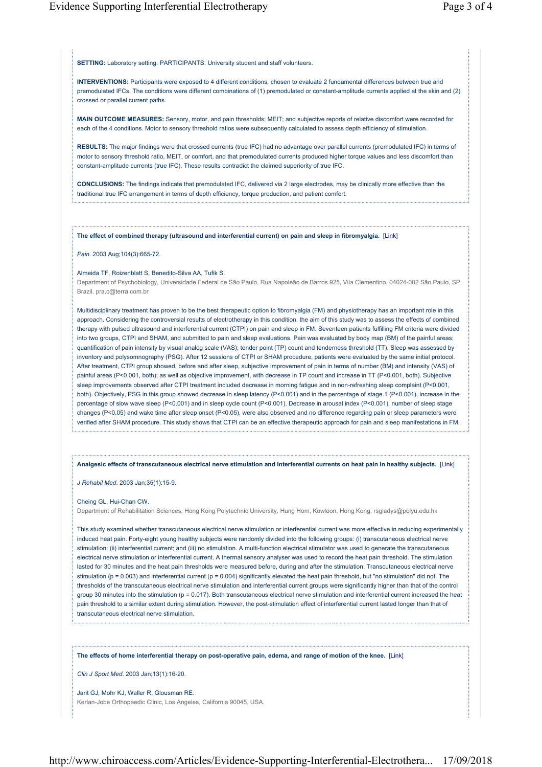**SETTING:** Laboratory setting. PARTICIPANTS: University student and staff volunteers.

**INTERVENTIONS:** Participants were exposed to 4 different conditions, chosen to evaluate 2 fundamental differences between true and premodulated IFCs. The conditions were different combinations of (1) premodulated or constant-amplitude currents applied at the skin and (2) crossed or parallel current paths.

**MAIN OUTCOME MEASURES:** Sensory, motor, and pain thresholds; MEIT; and subjective reports of relative discomfort were recorded for each of the 4 conditions. Motor to sensory threshold ratios were subsequently calculated to assess depth efficiency of stimulation.

**RESULTS:** The major findings were that crossed currents (true IFC) had no advantage over parallel currents (premodulated IFC) in terms of motor to sensory threshold ratio, MEIT, or comfort, and that premodulated currents produced higher torque values and less discomfort than constant-amplitude currents (true IFC). These results contradict the claimed superiority of true IFC.

**CONCLUSIONS:** The findings indicate that premodulated IFC, delivered via 2 large electrodes, may be clinically more effective than the traditional true IFC arrangement in terms of depth efficiency, torque production, and patient comfort.

---

**The effect of combined therapy (ultrasound and interferential current) on pain and sleep in fibromyalgia.** [Link]

*Pain*. 2003 Aug;104(3):665-72.

Almeida TF, Roizenblatt S, Benedito-Silva AA, Tufik S.
Department of Psychobiology, Universidade Federal de São Paulo, Rua Napoleão de Barros 925, Vila Clementino, 04024-002 São Paulo, SP, Brazil. pra.c@terra.com.br

Multidisciplinary treatment has proven to be the best therapeutic option to fibromyalgia (FM) and physiotherapy has an important role in this approach. Considering the controversial results of electrotherapy in this condition, the aim of this study was to assess the effects of combined therapy with pulsed ultrasound and interferential current (CTPI) on pain and sleep in FM. Seventeen patients fulfilling FM criteria were divided into two groups, CTPI and SHAM, and submitted to pain and sleep evaluations. Pain was evaluated by body map (BM) of the painful areas; quantification of pain intensity by visual analog scale (VAS); tender point (TP) count and tenderness threshold (TT). Sleep was assessed by inventory and polysomnography (PSG). After 12 sessions of CTPI or SHAM procedure, patients were evaluated by the same initial protocol. After treatment, CTPI group showed, before and after sleep, subjective improvement of pain in terms of number (BM) and intensity (VAS) of painful areas ($P<0.001$, both); as well as objective improvement, with decrease in TP count and increase in TT ($P<0.001$, both). Subjective sleep improvements observed after CTPI treatment included decrease in morning fatigue and in non-refreshing sleep complaint ($P<0.001$, both). Objectively, PSG in this group showed decrease in sleep latency ($P<0.001$) and in the percentage of stage 1 ($P<0.001$), increase in the percentage of slow wave sleep ($P<0.001$) and in sleep cycle count ($P<0.001$). Decrease in arousal index ($P<0.001$), number of sleep stage changes ($P<0.05$) and wake time after sleep onset ($P<0.05$), were also observed and no difference regarding pain or sleep parameters were verified after SHAM procedure. This study shows that CTPI can be an effective therapeutic approach for pain and sleep manifestations in FM.

---

**Analgesic effects of transcutaneous electrical nerve stimulation and interferential currents on heat pain in healthy subjects.** [Link]

*J Rehabil Med*. 2003 Jan;35(1):15-9.

Cheing GL, Hui-Chan CW.
Department of Rehabilitation Sciences, Hong Kong Polytechnic University, Hung Hom, Kowloon, Hong Kong. rsgladys@polyu.edu.hk

This study examined whether transcutaneous electrical nerve stimulation or interferential current was more effective in reducing experimentally induced heat pain. Forty-eight young healthy subjects were randomly divided into the following groups: (i) transcutaneous electrical nerve stimulation; (ii) interferential current; and (iii) no stimulation. A multi-function electrical stimulator was used to generate the transcutaneous electrical nerve stimulation or interferential current. A thermal sensory analyser was used to record the heat pain threshold. The stimulation lasted for 30 minutes and the heat pain thresholds were measured before, during and after the stimulation. Transcutaneous electrical nerve stimulation ($p = 0.003$) and interferential current ($p = 0.004$) significantly elevated the heat pain threshold, but "no stimulation" did not. The thresholds of the transcutaneous electrical nerve stimulation and interferential current groups were significantly higher than that of the control group 30 minutes into the stimulation ($p = 0.017$). Both transcutaneous electrical nerve stimulation and interferential current increased the heat pain threshold to a similar extent during stimulation. However, the post-stimulation effect of interferential current lasted longer than that of transcutaneous electrical nerve stimulation.

---

**The effects of home interferential therapy on post-operative pain, edema, and range of motion of the knee.** [Link]

*Clin J Sport Med*. 2003 Jan;13(1):16-20.

Jarit GJ, Mohr KJ, Waller R, Glousman RE.
Kerlan-Jobe Orthopaedic Clinic, Los Angeles, California 90045, USA.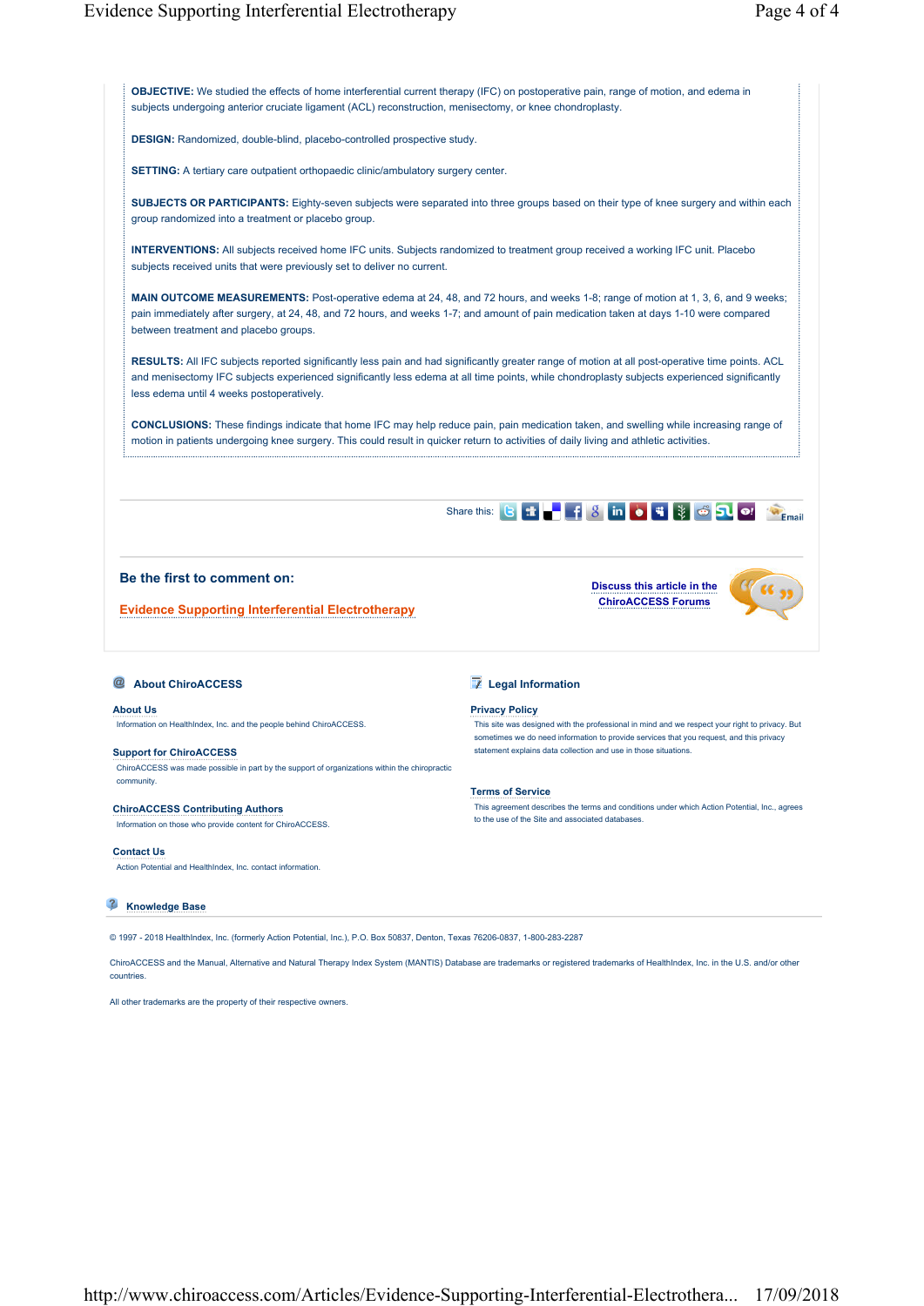**OBJECTIVE:** We studied the effects of home interferential current therapy (IFC) on postoperative pain, range of motion, and edema in subjects undergoing anterior cruciate ligament (ACL) reconstruction, menisectomy, or knee chondroplasty.

**DESIGN:** Randomized, double-blind, placebo-controlled prospective study.

**SETTING:** A tertiary care outpatient orthopaedic clinic/ambulatory surgery center.

**SUBJECTS OR PARTICIPANTS:** Eighty-seven subjects were separated into three groups based on their type of knee surgery and within each group randomized into a treatment or placebo group.

**INTERVENTIONS:** All subjects received home IFC units. Subjects randomized to treatment group received a working IFC unit. Placebo subjects received units that were previously set to deliver no current.

**MAIN OUTCOME MEASUREMENTS:** Post-operative edema at 24, 48, and 72 hours, and weeks 1-8; range of motion at 1, 3, 6, and 9 weeks; pain immediately after surgery, at 24, 48, and 72 hours, and weeks 1-7; and amount of pain medication taken at days 1-10 were compared between treatment and placebo groups.

**RESULTS:** All IFC subjects reported significantly less pain and had significantly greater range of motion at all post-operative time points. ACL and menisectomy IFC subjects experienced significantly less edema at all time points, while chondroplasty subjects experienced significantly less edema until 4 weeks postoperatively.

**CONCLUSIONS:** These findings indicate that home IFC may help reduce pain, pain medication taken, and swelling while increasing range of motion in patients undergoing knee surgery. This could result in quicker return to activities of daily living and athletic activities.

Share this:

Email

**Be the first to comment on:**

**Evidence Supporting Interferential Electrotherapy**

Discuss this article in the ChiroACCESS Forums

### About ChiroACCESS

**About Us**
Information on HealthIndex, Inc. and the people behind ChiroACCESS.

**Support for ChiroACCESS**
ChiroACCESS was made possible in part by the support of organizations within the chiropractic community.

**ChiroACCESS Contributing Authors**
Information on those who provide content for ChiroACCESS.

**Contact Us**
Action Potential and HealthIndex, Inc. contact information.

### Legal Information

**Privacy Policy**
This site was designed with the professional in mind and we respect your right to privacy. But sometimes we do need information to provide services that you request, and this privacy statement explains data collection and use in those situations.

**Terms of Service**
This agreement describes the terms and conditions under which Action Potential, Inc., agrees to the use of the Site and associated databases.

**Knowledge Base**

© 1997 - 2018 HealthIndex, Inc. (formerly Action Potential, Inc.), P.O. Box 50837, Denton, Texas 76206-0837, 1-800-283-2287

ChiroACCESS and the Manual, Alternative and Natural Therapy Index System (MANTIS) Database are trademarks or registered trademarks of HealthIndex, Inc. in the U.S. and/or other countries.

All other trademarks are the property of their respective owners.